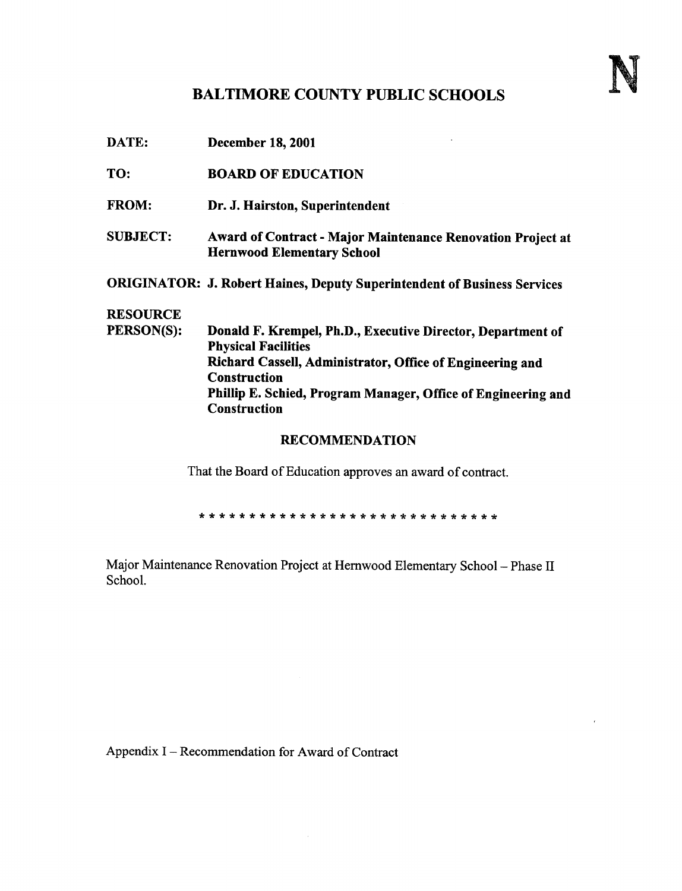N

# BALTIMORE COUNTY PUBLIC SCHOOLS

**DATE:** **December 18, 2001**

**TO:** **BOARD OF EDUCATION**

**FROM:** **Dr. J. Hairston, Superintendent**

**SUBJECT:** **Award of Contract - Major Maintenance Renovation Project at Hernwood Elementary School**

**ORIGINATOR:** **J. Robert Haines, Deputy Superintendent of Business Services**

**RESOURCE PERSON(S):** **Donald F. Krempel, Ph.D., Executive Director, Department of Physical Facilities**
**Richard Cassell, Administrator, Office of Engineering and Construction**
**Phillip E. Schied, Program Manager, Office of Engineering and Construction**

## RECOMMENDATION

That the Board of Education approves an award of contract.

\* \* \* \* \* \* \* \* \* \* \* \* \* \* \* \* \* \* \* \* \* \* \* \* \* \* \* \* \* \*

Major Maintenance Renovation Project at Hernwood Elementary School – Phase II School.

Appendix I – Recommendation for Award of Contract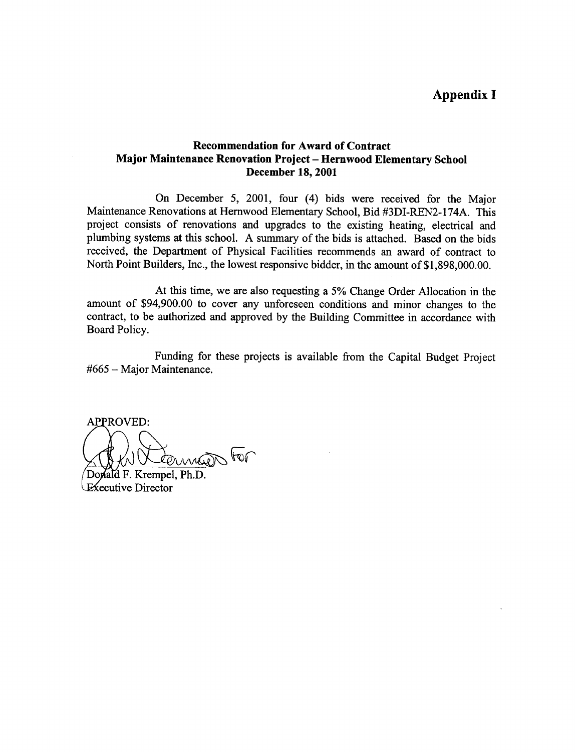# Appendix I

**Recommendation for Award of Contract**
**Major Maintenance Renovation Project – Hernwood Elementary School**
**December 18, 2001**

On December 5, 2001, four (4) bids were received for the Major Maintenance Renovations at Hernwood Elementary School, Bid #3DI-REN2-174A. This project consists of renovations and upgrades to the existing heating, electrical and plumbing systems at this school. A summary of the bids is attached. Based on the bids received, the Department of Physical Facilities recommends an award of contract to North Point Builders, Inc., the lowest responsive bidder, in the amount of $1,898,000.00.

At this time, we are also requesting a 5% Change Order Allocation in the amount of $94,900.00 to cover any unforeseen conditions and minor changes to the contract, to be authorized and approved by the Building Committee in accordance with Board Policy.

Funding for these projects is available from the Capital Budget Project #665 – Major Maintenance.

APPROVED:

For

Donald F. Krempel, Ph.D.
Executive Director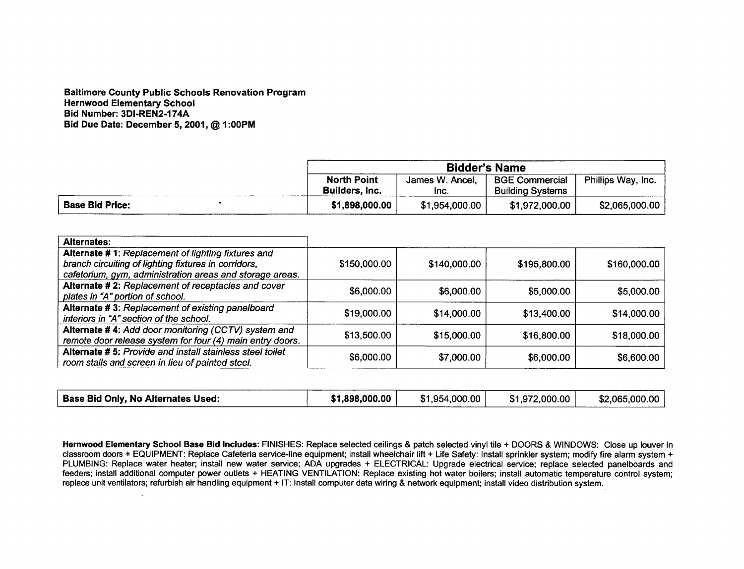**Baltimore County Public Schools Renovation Program**
**Hernwood Elementary School**
**Bid Number: 3DI-REN2-174A**
**Bid Due Date: December 5, 2001, @ 1:00PM**

| | **Bidder's Name** | | | |
|---|---|---|---|---|
| | **North Point Builders, Inc.** | James W. Ancel, Inc. | BGE Commercial Building Systems | Phillips Way, Inc. |
| **Base Bid Price:** | **$1,898,000.00** | $1,954,000.00 | $1,972,000.00 | $2,065,000.00 |
| **Alternates:** | | | | |
| **Alternate # 1:** *Replacement of lighting fixtures and branch circuiting of lighting fixtures in corridors, cafetorium, gym, administration areas and storage areas.* | $150,000.00 | $140,000.00 | $195,800.00 | $160,000.00 |
| **Alternate # 2:** *Replacement of receptacles and cover plates in "A" portion of school.* | $6,000.00 | $6,000.00 | $5,000.00 | $5,000.00 |
| **Alternate # 3:** *Replacement of existing panelboard interiors in "A" section of the school.* | $19,000.00 | $14,000.00 | $13,400.00 | $14,000.00 |
| **Alternate # 4:** *Add door monitoring (CCTV) system and remote door release system for four (4) main entry doors.* | $13,500.00 | $15,000.00 | $16,800.00 | $18,000.00 |
| **Alternate # 5:** *Provide and install stainless steel toilet room stalls and screen in lieu of painted steel.* | $6,000.00 | $7,000.00 | $6,000.00 | $6,600.00 |
| **Base Bid Only, No Alternates Used:** | **$1,898,000.00** | $1,954,000.00 | $1,972,000.00 | $2,065,000.00 |

**Hernwood Elementary School Base Bid Includes**: FINISHES: Replace selected ceilings & patch selected vinyl tile + DOORS & WINDOWS: Close up louver in classroom doors + EQUIPMENT: Replace Cafeteria service-line equipment; install wheelchair lift + Life Safety: Install sprinkler system; modify fire alarm system + PLUMBING: Replace water heater; install new water service; ADA upgrades + ELECTRICAL: Upgrade electrical service; replace selected panelboards and feeders; install additional computer power outlets + HEATING VENTILATION: Replace existing hot water boilers; install automatic temperature control system; replace unit ventilators; refurbish air handling equipment + IT: Install computer data wiring & network equipment; install video distribution system.